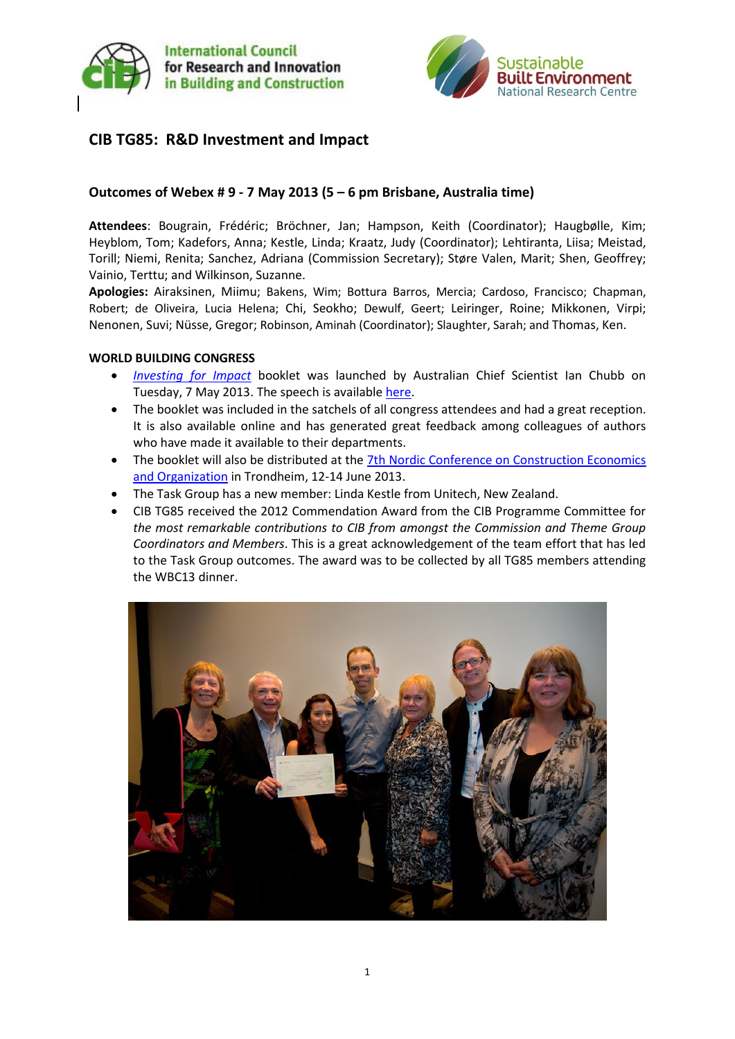International Council for Research and Innovation in Building and Construction

Sustainable Built Environment National Research Centre

# CIB TG85: R&D Investment and Impact

## Outcomes of Webex # 9 - 7 May 2013 (5 – 6 pm Brisbane, Australia time)

**Attendees**: Bougrain, Frédéric; Bröchner, Jan; Hampson, Keith (Coordinator); Haugbølle, Kim; Heyblom, Tom; Kadefors, Anna; Kestle, Linda; Kraatz, Judy (Coordinator); Lehtiranta, Liisa; Meistad, Torill; Niemi, Renita; Sanchez, Adriana (Commission Secretary); Støre Valen, Marit; Shen, Geoffrey; Vainio, Terttu; and Wilkinson, Suzanne.

**Apologies:** Airaksinen, Miimu; Bakens, Wim; Bottura Barros, Mercia; Cardoso, Francisco; Chapman, Robert; de Oliveira, Lucia Helena; Chi, Seokho; Dewulf, Geert; Leiringer, Roine; Mikkonen, Virpi; Nenonen, Suvi; Nüsse, Gregor; Robinson, Aminah (Coordinator); Slaughter, Sarah; and Thomas, Ken.

**WORLD BUILDING CONGRESS**

- *Investing for Impact* booklet was launched by Australian Chief Scientist Ian Chubb on Tuesday, 7 May 2013. The speech is available here.
- The booklet was included in the satchels of all congress attendees and had a great reception. It is also available online and has generated great feedback among colleagues of authors who have made it available to their departments.
- The booklet will also be distributed at the 7th Nordic Conference on Construction Economics and Organization in Trondheim, 12-14 June 2013.
- The Task Group has a new member: Linda Kestle from Unitech, New Zealand.
- CIB TG85 received the 2012 Commendation Award from the CIB Programme Committee for *the most remarkable contributions to CIB from amongst the Commission and Theme Group Coordinators and Members*. This is a great acknowledgement of the team effort that has led to the Task Group outcomes. The award was to be collected by all TG85 members attending the WBC13 dinner.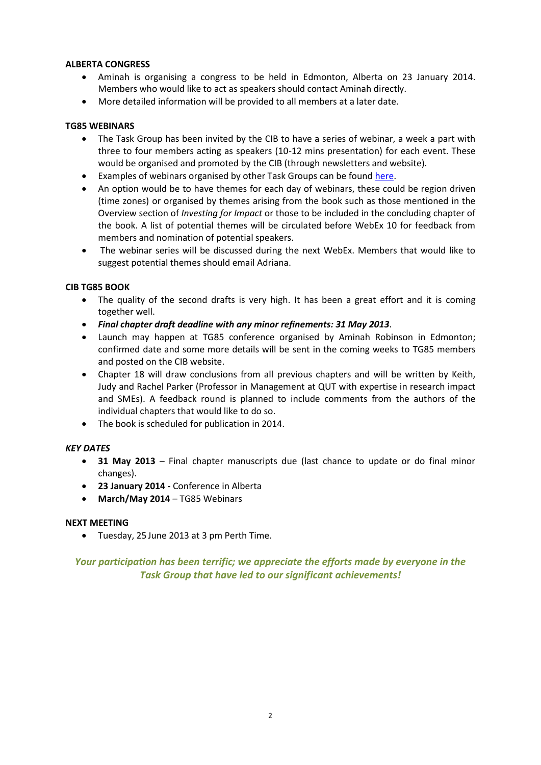**ALBERTA CONGRESS**

- Aminah is organising a congress to be held in Edmonton, Alberta on 23 January 2014. Members who would like to act as speakers should contact Aminah directly.
- More detailed information will be provided to all members at a later date.

**TG85 WEBINARS**

- The Task Group has been invited by the CIB to have a series of webinar, a week a part with three to four members acting as speakers (10-12 mins presentation) for each event. These would be organised and promoted by the CIB (through newsletters and website).
- Examples of webinars organised by other Task Groups can be found here.
- An option would be to have themes for each day of webinars, these could be region driven (time zones) or organised by themes arising from the book such as those mentioned in the Overview section of *Investing for Impact* or those to be included in the concluding chapter of the book. A list of potential themes will be circulated before WebEx 10 for feedback from members and nomination of potential speakers.
- The webinar series will be discussed during the next WebEx. Members that would like to suggest potential themes should email Adriana.

**CIB TG85 BOOK**

- The quality of the second drafts is very high. It has been a great effort and it is coming together well.
- ***Final chapter draft deadline with any minor refinements: 31 May 2013***.
- Launch may happen at TG85 conference organised by Aminah Robinson in Edmonton; confirmed date and some more details will be sent in the coming weeks to TG85 members and posted on the CIB website.
- Chapter 18 will draw conclusions from all previous chapters and will be written by Keith, Judy and Rachel Parker (Professor in Management at QUT with expertise in research impact and SMEs). A feedback round is planned to include comments from the authors of the individual chapters that would like to do so.
- The book is scheduled for publication in 2014.

***KEY DATES***

- **31 May 2013** – Final chapter manuscripts due (last chance to update or do final minor changes).
- **23 January 2014 -** Conference in Alberta
- **March/May 2014** – TG85 Webinars

**NEXT MEETING**

- Tuesday, 25 June 2013 at 3 pm Perth Time.

***Your participation has been terrific; we appreciate the efforts made by everyone in the Task Group that have led to our significant achievements!***